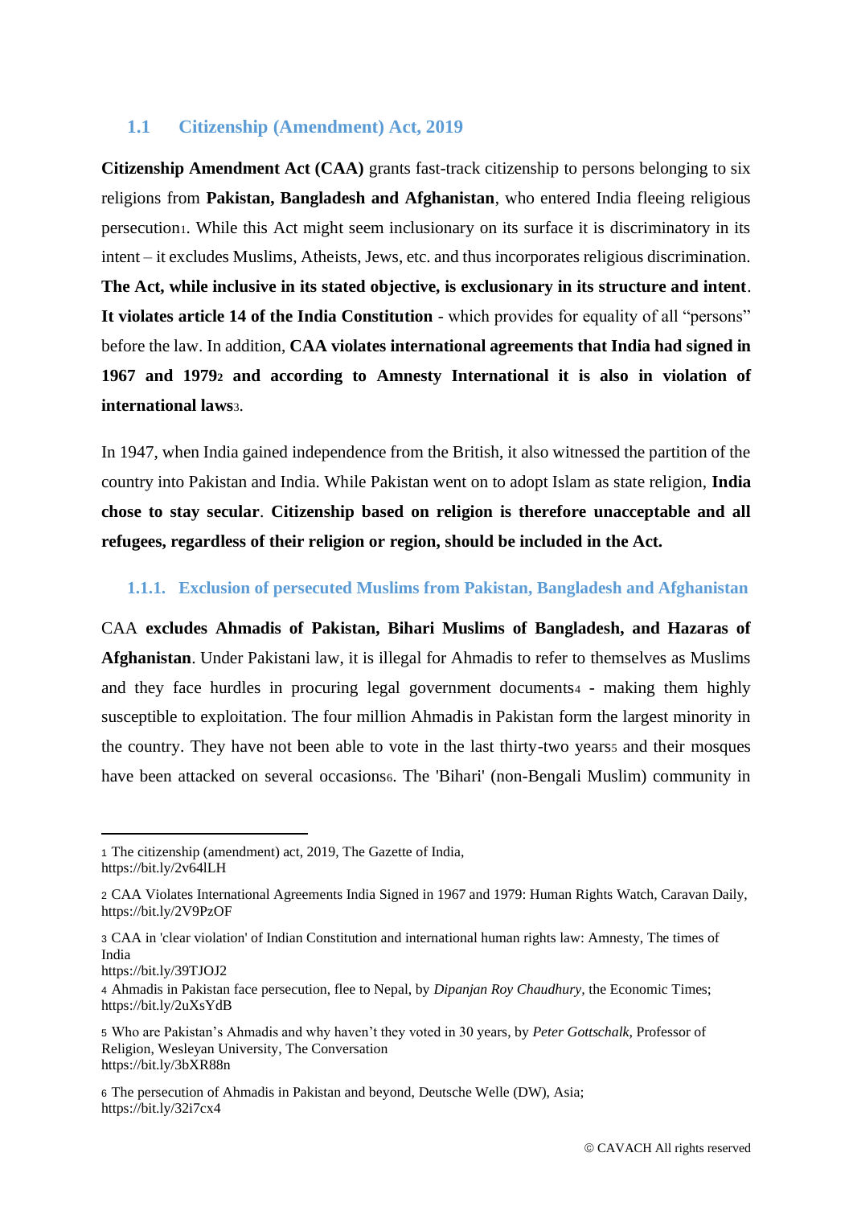## 1.1 Citizenship (Amendment) Act, 2019

**Citizenship Amendment Act (CAA)** grants fast-track citizenship to persons belonging to six religions from **Pakistan, Bangladesh and Afghanistan**, who entered India fleeing religious persecution[1]. While this Act might seem inclusionary on its surface it is discriminatory in its intent – it excludes Muslims, Atheists, Jews, etc. and thus incorporates religious discrimination. **The Act, while inclusive in its stated objective, is exclusionary in its structure and intent**. **It violates article 14 of the India Constitution** - which provides for equality of all "persons" before the law. In addition, **CAA violates international agreements that India had signed in 1967 and 1979[2] and according to Amnesty International it is also in violation of international laws[3].**

In 1947, when India gained independence from the British, it also witnessed the partition of the country into Pakistan and India. While Pakistan went on to adopt Islam as state religion, **India chose to stay secular**. **Citizenship based on religion is therefore unacceptable and all refugees, regardless of their religion or region, should be included in the Act.**

### 1.1.1. Exclusion of persecuted Muslims from Pakistan, Bangladesh and Afghanistan

CAA **excludes Ahmadis of Pakistan, Bihari Muslims of Bangladesh, and Hazaras of Afghanistan**. Under Pakistani law, it is illegal for Ahmadis to refer to themselves as Muslims and they face hurdles in procuring legal government documents[4] - making them highly susceptible to exploitation. The four million Ahmadis in Pakistan form the largest minority in the country. They have not been able to vote in the last thirty-two years[5] and their mosques have been attacked on several occasions[6]. The 'Bihari' (non-Bengali Muslim) community in

---

[1] The citizenship (amendment) act, 2019, The Gazette of India, https://bit.ly/2v64lLH

[2] CAA Violates International Agreements India Signed in 1967 and 1979: Human Rights Watch, Caravan Daily, https://bit.ly/2V9PzOF

[3] CAA in 'clear violation' of Indian Constitution and international human rights law: Amnesty, The times of India https://bit.ly/39TJOJ2

[4] Ahmadis in Pakistan face persecution, flee to Nepal, by *Dipanjan Roy Chaudhury*, the Economic Times; https://bit.ly/2uXsYdB

[5] Who are Pakistan's Ahmadis and why haven't they voted in 30 years, by *Peter Gottschalk*, Professor of Religion, Wesleyan University, The Conversation https://bit.ly/3bXR88n

[6] The persecution of Ahmadis in Pakistan and beyond, Deutsche Welle (DW), Asia; https://bit.ly/32i7cx4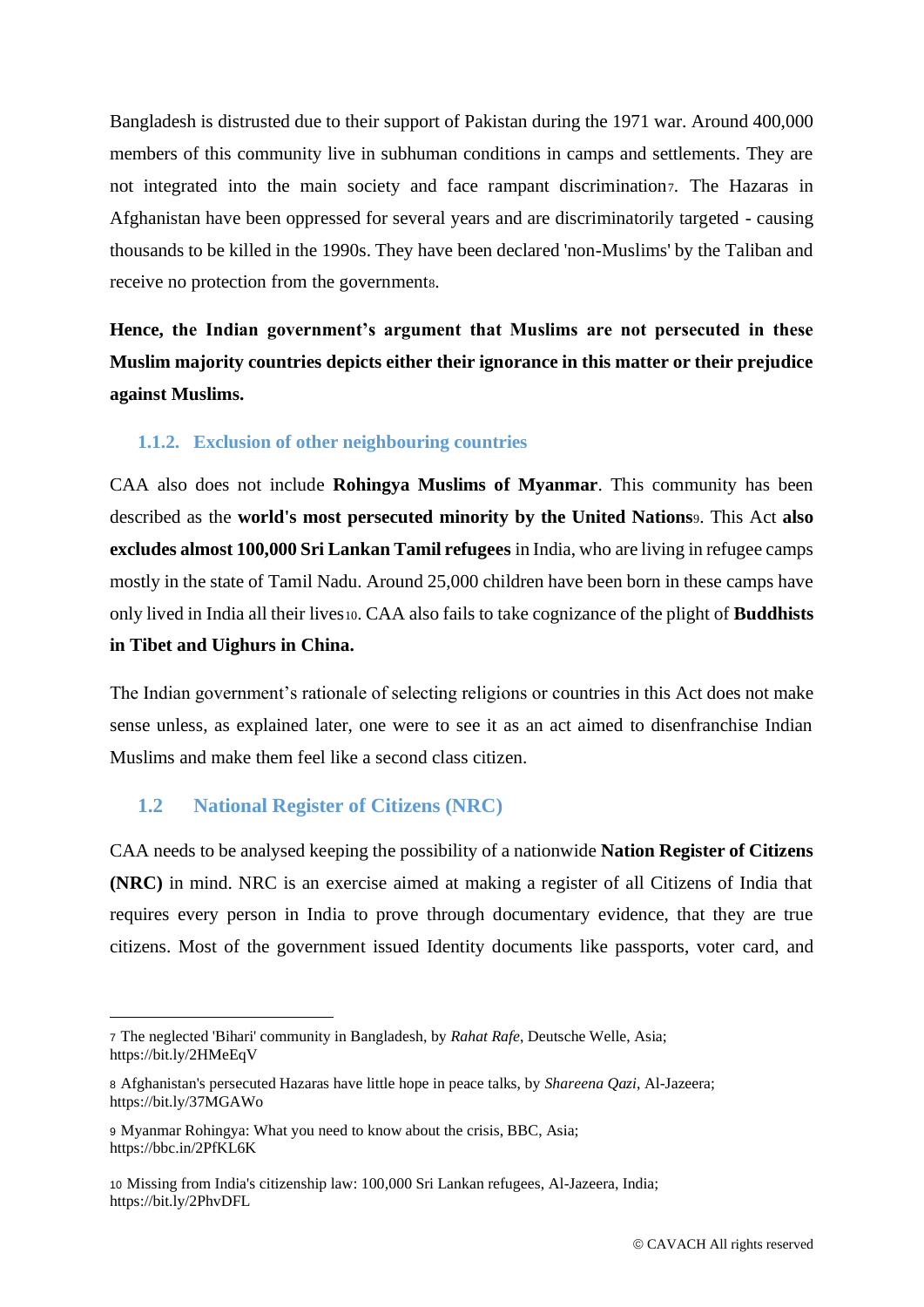Bangladesh is distrusted due to their support of Pakistan during the 1971 war. Around 400,000 members of this community live in subhuman conditions in camps and settlements. They are not integrated into the main society and face rampant discrimination[7]. The Hazaras in Afghanistan have been oppressed for several years and are discriminatorily targeted - causing thousands to be killed in the 1990s. They have been declared 'non-Muslims' by the Taliban and receive no protection from the government[8].

**Hence, the Indian government's argument that Muslims are not persecuted in these Muslim majority countries depicts either their ignorance in this matter or their prejudice against Muslims.**

### 1.1.2. Exclusion of other neighbouring countries

CAA also does not include **Rohingya Muslims of Myanmar**. This community has been described as the **world's most persecuted minority by the United Nations**[9]. This Act **also excludes almost 100,000 Sri Lankan Tamil refugees** in India, who are living in refugee camps mostly in the state of Tamil Nadu. Around 25,000 children have been born in these camps have only lived in India all their lives[10]. CAA also fails to take cognizance of the plight of **Buddhists in Tibet and Uighurs in China.**

The Indian government's rationale of selecting religions or countries in this Act does not make sense unless, as explained later, one were to see it as an act aimed to disenfranchise Indian Muslims and make them feel like a second class citizen.

## 1.2 National Register of Citizens (NRC)

CAA needs to be analysed keeping the possibility of a nationwide **Nation Register of Citizens (NRC)** in mind. NRC is an exercise aimed at making a register of all Citizens of India that requires every person in India to prove through documentary evidence, that they are true citizens. Most of the government issued Identity documents like passports, voter card, and

---

[7] The neglected 'Bihari' community in Bangladesh, by *Rahat Rafe*, Deutsche Welle, Asia; https://bit.ly/2HMeEqV

[8] Afghanistan's persecuted Hazaras have little hope in peace talks, by *Shareena Qazi*, Al-Jazeera; https://bit.ly/37MGAWo

[9] Myanmar Rohingya: What you need to know about the crisis, BBC, Asia; https://bbc.in/2PfKL6K

[10] Missing from India's citizenship law: 100,000 Sri Lankan refugees, Al-Jazeera, India; https://bit.ly/2PhvDFL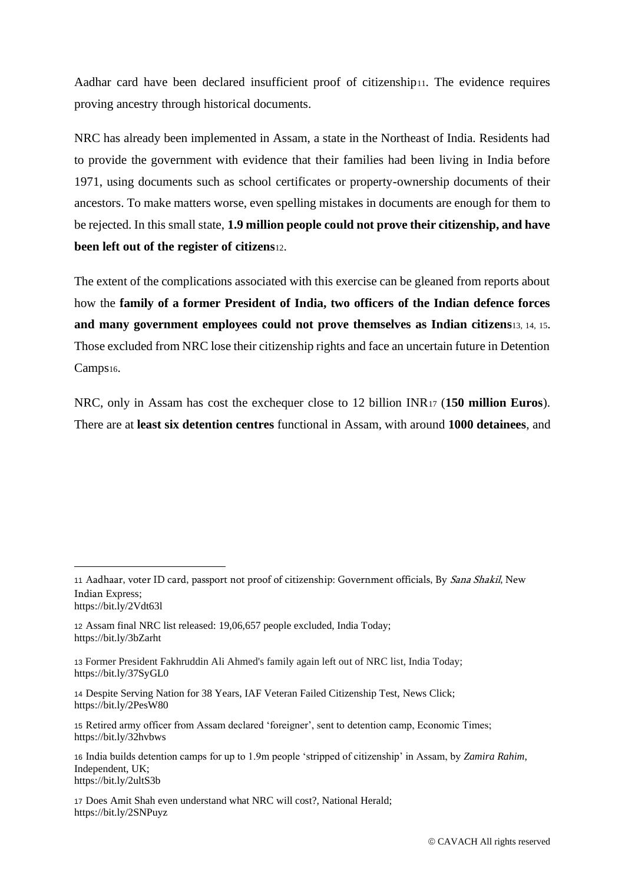Aadhar card have been declared insufficient proof of citizenship[11]. The evidence requires proving ancestry through historical documents.

NRC has already been implemented in Assam, a state in the Northeast of India. Residents had to provide the government with evidence that their families had been living in India before 1971, using documents such as school certificates or property-ownership documents of their ancestors. To make matters worse, even spelling mistakes in documents are enough for them to be rejected. In this small state, **1.9 million people could not prove their citizenship, and have been left out of the register of citizens**[12].

The extent of the complications associated with this exercise can be gleaned from reports about how the **family of a former President of India, two officers of the Indian defence forces and many government employees could not prove themselves as Indian citizens**[13, 14, 15]. Those excluded from NRC lose their citizenship rights and face an uncertain future in Detention Camps[16].

NRC, only in Assam has cost the exchequer close to 12 billion INR[17] (**150 million Euros**). There are at **least six detention centres** functional in Assam, with around **1000 detainees**, and

---

11 Aadhaar, voter ID card, passport not proof of citizenship: Government officials, By *Sana Shakil*, New Indian Express;
https://bit.ly/2Vdt63l

12 Assam final NRC list released: 19,06,657 people excluded, India Today;
https://bit.ly/3bZarht

13 Former President Fakhruddin Ali Ahmed's family again left out of NRC list, India Today;
https://bit.ly/37SyGL0

14 Despite Serving Nation for 38 Years, IAF Veteran Failed Citizenship Test, News Click;
https://bit.ly/2PesW80

15 Retired army officer from Assam declared 'foreigner', sent to detention camp, Economic Times;
https://bit.ly/32hvbws

16 India builds detention camps for up to 1.9m people 'stripped of citizenship' in Assam, by *Zamira Rahim*, Independent, UK;
https://bit.ly/2ultS3b

17 Does Amit Shah even understand what NRC will cost?, National Herald;
https://bit.ly/2SNPuyz

© CAVACH All rights reserved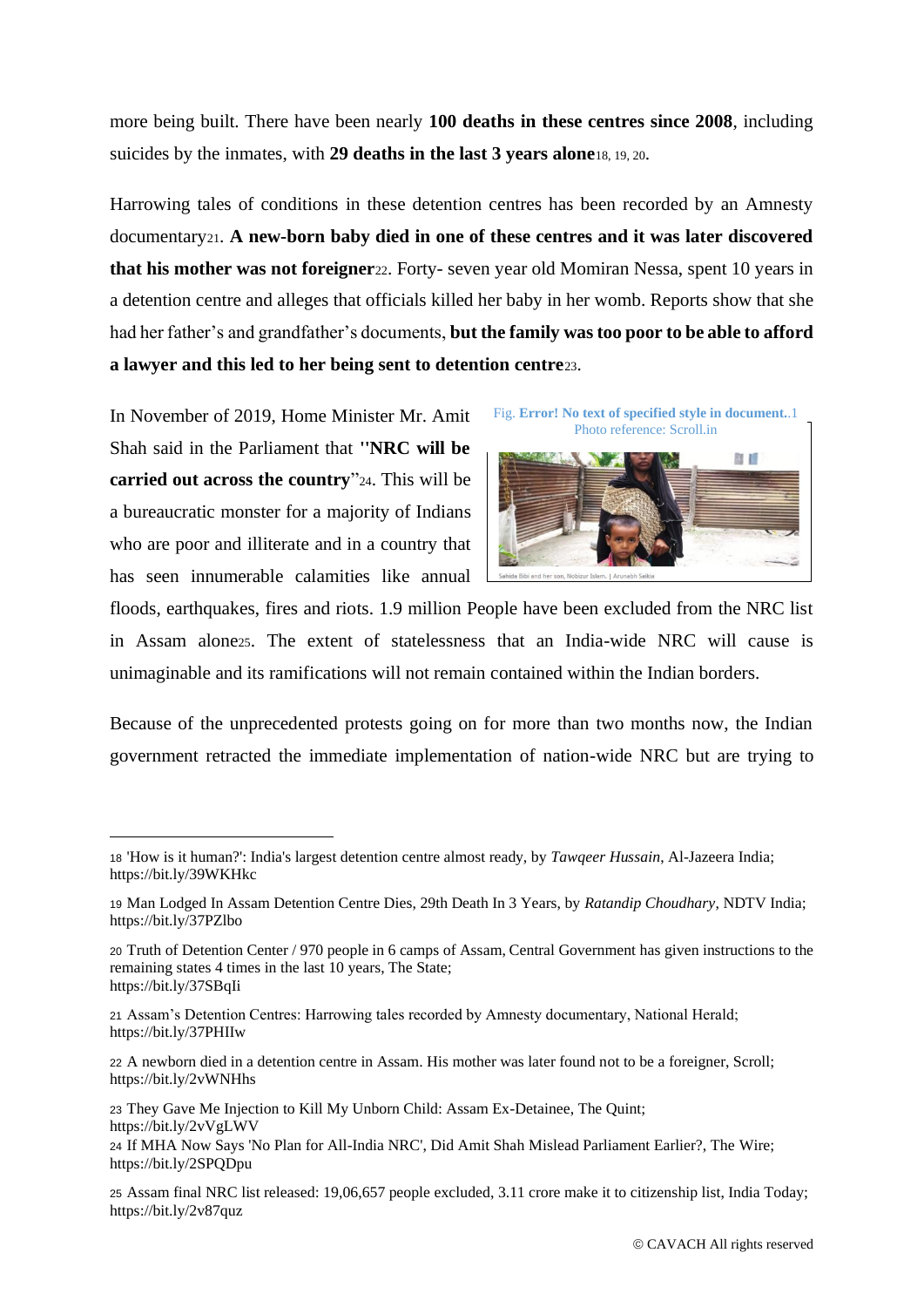more being built. There have been nearly **100 deaths in these centres since 2008**, including suicides by the inmates, with **29 deaths in the last 3 years alone**[18, 19, 20].

Harrowing tales of conditions in these detention centres has been recorded by an Amnesty documentary[21]. **A new-born baby died in one of these centres and it was later discovered that his mother was not foreigner**[22]. Forty- seven year old Momiran Nessa, spent 10 years in a detention centre and alleges that officials killed her baby in her womb. Reports show that she had her father's and grandfather's documents, **but the family was too poor to be able to afford a lawyer and this led to her being sent to detention centre**[23].

Fig. **Error! No text of specified style in document.**.1
Photo reference: Scroll.in

Sahida Bibi and her son, Nobizur Islam. | Arunabh Saikia

In November of 2019, Home Minister Mr. Amit Shah said in the Parliament that **''NRC will be carried out across the country**"[24]. This will be a bureaucratic monster for a majority of Indians who are poor and illiterate and in a country that has seen innumerable calamities like annual floods, earthquakes, fires and riots. 1.9 million People have been excluded from the NRC list in Assam alone[25]. The extent of statelessness that an India-wide NRC will cause is unimaginable and its ramifications will not remain contained within the Indian borders.

Because of the unprecedented protests going on for more than two months now, the Indian government retracted the immediate implementation of nation-wide NRC but are trying to

---

[18] 'How is it human?': India's largest detention centre almost ready, by *Tawqeer Hussain*, Al-Jazeera India; https://bit.ly/39WKHkc

[19] Man Lodged In Assam Detention Centre Dies, 29th Death In 3 Years, by *Ratandip Choudhary*, NDTV India; https://bit.ly/37PZlbo

[20] Truth of Detention Center / 970 people in 6 camps of Assam, Central Government has given instructions to the remaining states 4 times in the last 10 years, The State; https://bit.ly/37SBqIi

[21] Assam's Detention Centres: Harrowing tales recorded by Amnesty documentary, National Herald; https://bit.ly/37PHIIw

[22] A newborn died in a detention centre in Assam. His mother was later found not to be a foreigner, Scroll; https://bit.ly/2vWNHhs

[23] They Gave Me Injection to Kill My Unborn Child: Assam Ex-Detainee, The Quint; https://bit.ly/2vVgLWV

[24] If MHA Now Says 'No Plan for All-India NRC', Did Amit Shah Mislead Parliament Earlier?, The Wire; https://bit.ly/2SPQDpu

[25] Assam final NRC list released: 19,06,657 people excluded, 3.11 crore make it to citizenship list, India Today; https://bit.ly/2v87quz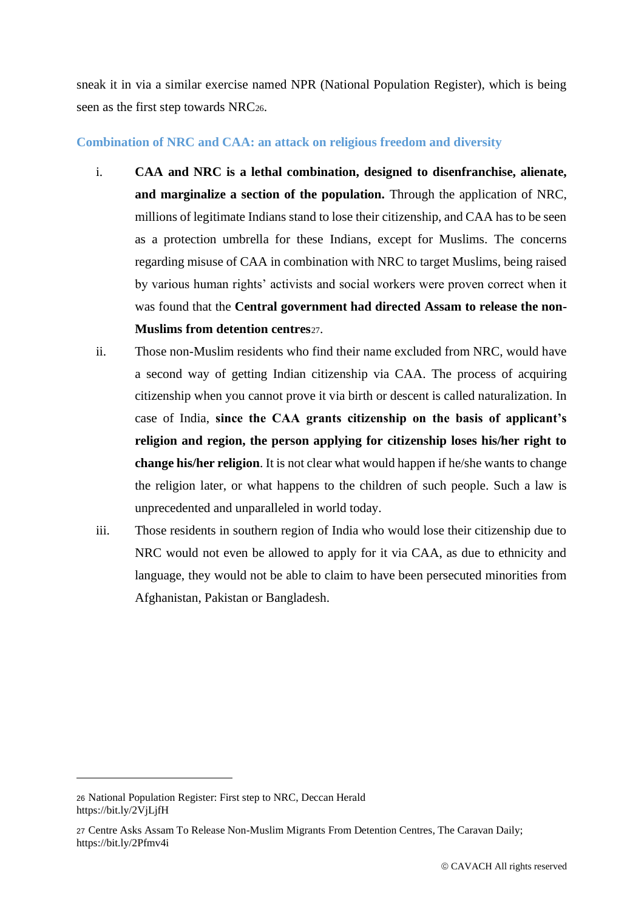sneak it in via a similar exercise named NPR (National Population Register), which is being seen as the first step towards NRC[26].

### Combination of NRC and CAA: an attack on religious freedom and diversity

i. **CAA and NRC is a lethal combination, designed to disenfranchise, alienate, and marginalize a section of the population.** Through the application of NRC, millions of legitimate Indians stand to lose their citizenship, and CAA has to be seen as a protection umbrella for these Indians, except for Muslims. The concerns regarding misuse of CAA in combination with NRC to target Muslims, being raised by various human rights' activists and social workers were proven correct when it was found that the **Central government had directed Assam to release the non-Muslims from detention centres**[27].

ii. Those non-Muslim residents who find their name excluded from NRC, would have a second way of getting Indian citizenship via CAA. The process of acquiring citizenship when you cannot prove it via birth or descent is called naturalization. In case of India, **since the CAA grants citizenship on the basis of applicant's religion and region, the person applying for citizenship loses his/her right to change his/her religion**. It is not clear what would happen if he/she wants to change the religion later, or what happens to the children of such people. Such a law is unprecedented and unparalleled in world today.

iii. Those residents in southern region of India who would lose their citizenship due to NRC would not even be allowed to apply for it via CAA, as due to ethnicity and language, they would not be able to claim to have been persecuted minorities from Afghanistan, Pakistan or Bangladesh.

---

[26] National Population Register: First step to NRC, Deccan Herald
https://bit.ly/2VjLjfH

[27] Centre Asks Assam To Release Non-Muslim Migrants From Detention Centres, The Caravan Daily;
https://bit.ly/2Pfmv4i

© CAVACH All rights reserved